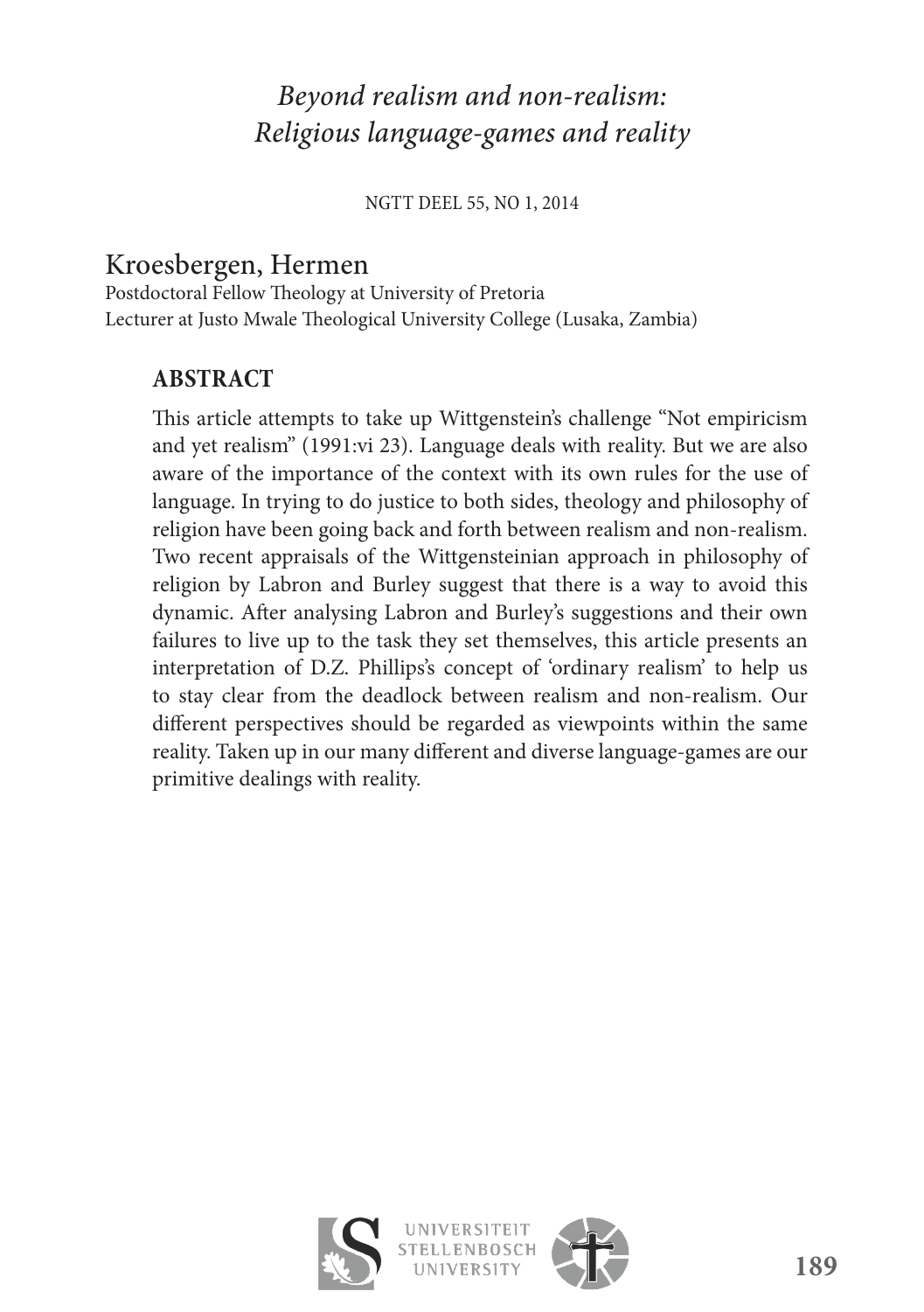# *Beyond realism and non-realism: Religious language-games and reality*

NGTT DEEL 55, NO 1, 2014

## Kroesbergen, Hermen

Postdoctoral Fellow Theology at University of Pretoria
Lecturer at Justo Mwale Theological University College (Lusaka, Zambia)

### ABSTRACT

This article attempts to take up Wittgenstein's challenge "Not empiricism and yet realism" (1991:vi 23). Language deals with reality. But we are also aware of the importance of the context with its own rules for the use of language. In trying to do justice to both sides, theology and philosophy of religion have been going back and forth between realism and non-realism. Two recent appraisals of the Wittgensteinian approach in philosophy of religion by Labron and Burley suggest that there is a way to avoid this dynamic. After analysing Labron and Burley's suggestions and their own failures to live up to the task they set themselves, this article presents an interpretation of D.Z. Phillips's concept of 'ordinary realism' to help us to stay clear from the deadlock between realism and non-realism. Our different perspectives should be regarded as viewpoints within the same reality. Taken up in our many different and diverse language-games are our primitive dealings with reality.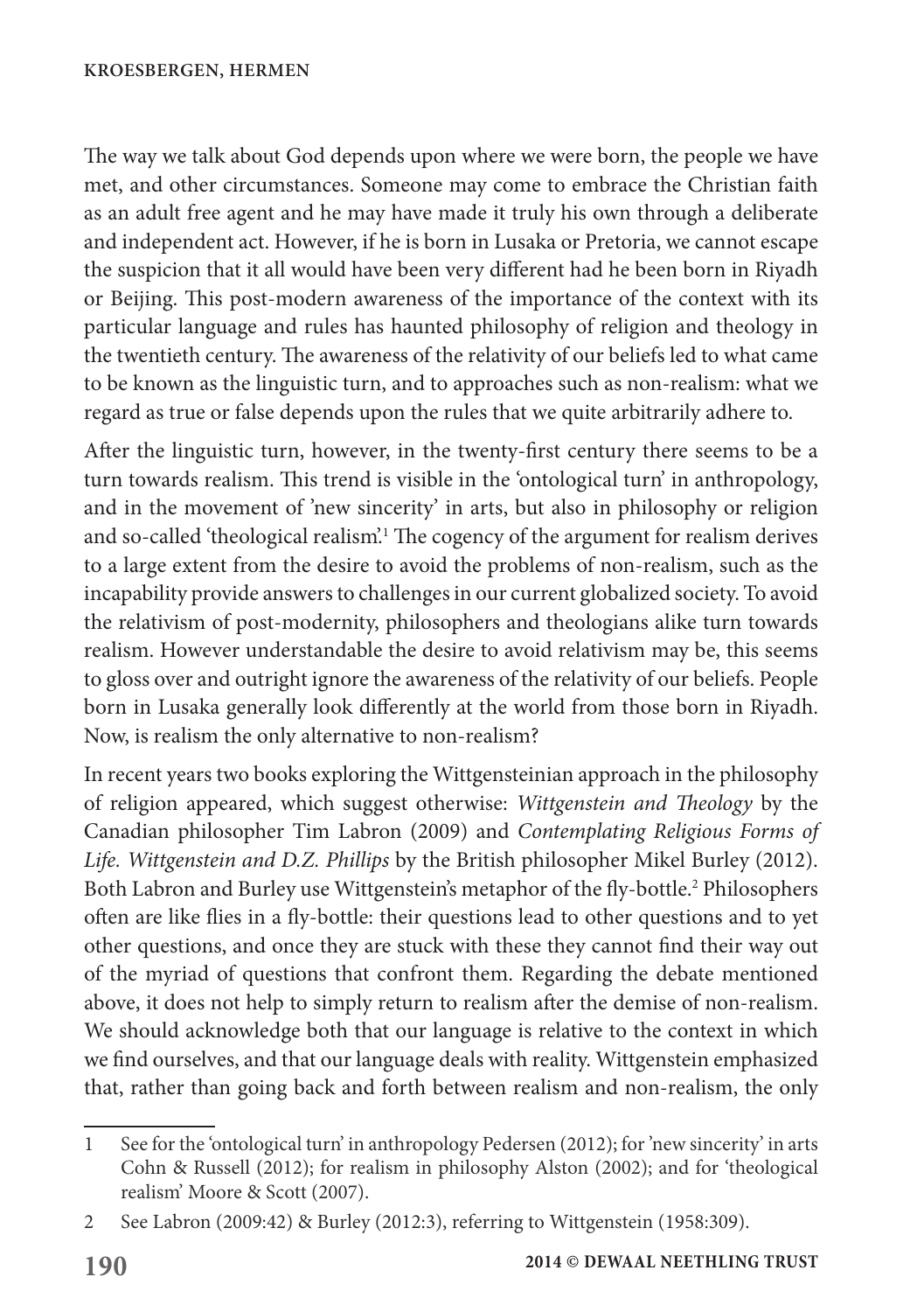The way we talk about God depends upon where we were born, the people we have met, and other circumstances. Someone may come to embrace the Christian faith as an adult free agent and he may have made it truly his own through a deliberate and independent act. However, if he is born in Lusaka or Pretoria, we cannot escape the suspicion that it all would have been very different had he been born in Riyadh or Beijing. This post-modern awareness of the importance of the context with its particular language and rules has haunted philosophy of religion and theology in the twentieth century. The awareness of the relativity of our beliefs led to what came to be known as the linguistic turn, and to approaches such as non-realism: what we regard as true or false depends upon the rules that we quite arbitrarily adhere to.

After the linguistic turn, however, in the twenty-first century there seems to be a turn towards realism. This trend is visible in the 'ontological turn' in anthropology, and in the movement of 'new sincerity' in arts, but also in philosophy or religion and so-called 'theological realism'.[1] The cogency of the argument for realism derives to a large extent from the desire to avoid the problems of non-realism, such as the incapability provide answers to challenges in our current globalized society. To avoid the relativism of post-modernity, philosophers and theologians alike turn towards realism. However understandable the desire to avoid relativism may be, this seems to gloss over and outright ignore the awareness of the relativity of our beliefs. People born in Lusaka generally look differently at the world from those born in Riyadh. Now, is realism the only alternative to non-realism?

In recent years two books exploring the Wittgensteinian approach in the philosophy of religion appeared, which suggest otherwise: *Wittgenstein and Theology* by the Canadian philosopher Tim Labron (2009) and *Contemplating Religious Forms of Life. Wittgenstein and D.Z. Phillips* by the British philosopher Mikel Burley (2012). Both Labron and Burley use Wittgenstein's metaphor of the fly-bottle.[2] Philosophers often are like flies in a fly-bottle: their questions lead to other questions and to yet other questions, and once they are stuck with these they cannot find their way out of the myriad of questions that confront them. Regarding the debate mentioned above, it does not help to simply return to realism after the demise of non-realism. We should acknowledge both that our language is relative to the context in which we find ourselves, and that our language deals with reality. Wittgenstein emphasized that, rather than going back and forth between realism and non-realism, the only

---

1 See for the 'ontological turn' in anthropology Pedersen (2012); for 'new sincerity' in arts Cohn & Russell (2012); for realism in philosophy Alston (2002); and for 'theological realism' Moore & Scott (2007).

2 See Labron (2009:42) & Burley (2012:3), referring to Wittgenstein (1958:309).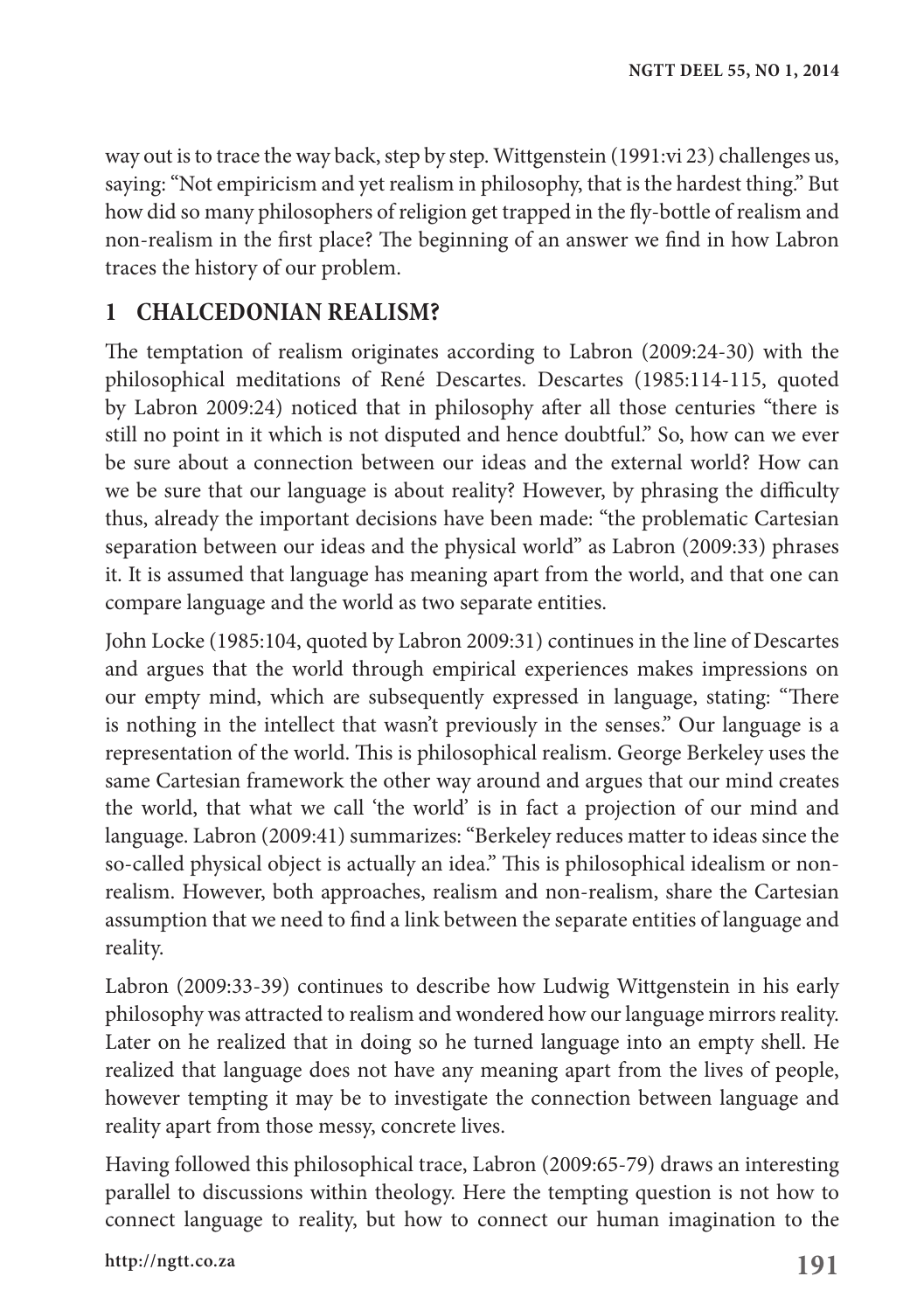way out is to trace the way back, step by step. Wittgenstein (1991:vi 23) challenges us, saying: "Not empiricism and yet realism in philosophy, that is the hardest thing." But how did so many philosophers of religion get trapped in the fly-bottle of realism and non-realism in the first place? The beginning of an answer we find in how Labron traces the history of our problem.

## 1 CHALCEDONIAN REALISM?

The temptation of realism originates according to Labron (2009:24-30) with the philosophical meditations of René Descartes. Descartes (1985:114-115, quoted by Labron 2009:24) noticed that in philosophy after all those centuries "there is still no point in it which is not disputed and hence doubtful." So, how can we ever be sure about a connection between our ideas and the external world? How can we be sure that our language is about reality? However, by phrasing the difficulty thus, already the important decisions have been made: "the problematic Cartesian separation between our ideas and the physical world" as Labron (2009:33) phrases it. It is assumed that language has meaning apart from the world, and that one can compare language and the world as two separate entities.

John Locke (1985:104, quoted by Labron 2009:31) continues in the line of Descartes and argues that the world through empirical experiences makes impressions on our empty mind, which are subsequently expressed in language, stating: "There is nothing in the intellect that wasn't previously in the senses." Our language is a representation of the world. This is philosophical realism. George Berkeley uses the same Cartesian framework the other way around and argues that our mind creates the world, that what we call 'the world' is in fact a projection of our mind and language. Labron (2009:41) summarizes: "Berkeley reduces matter to ideas since the so-called physical object is actually an idea." This is philosophical idealism or non-realism. However, both approaches, realism and non-realism, share the Cartesian assumption that we need to find a link between the separate entities of language and reality.

Labron (2009:33-39) continues to describe how Ludwig Wittgenstein in his early philosophy was attracted to realism and wondered how our language mirrors reality. Later on he realized that in doing so he turned language into an empty shell. He realized that language does not have any meaning apart from the lives of people, however tempting it may be to investigate the connection between language and reality apart from those messy, concrete lives.

Having followed this philosophical trace, Labron (2009:65-79) draws an interesting parallel to discussions within theology. Here the tempting question is not how to connect language to reality, but how to connect our human imagination to the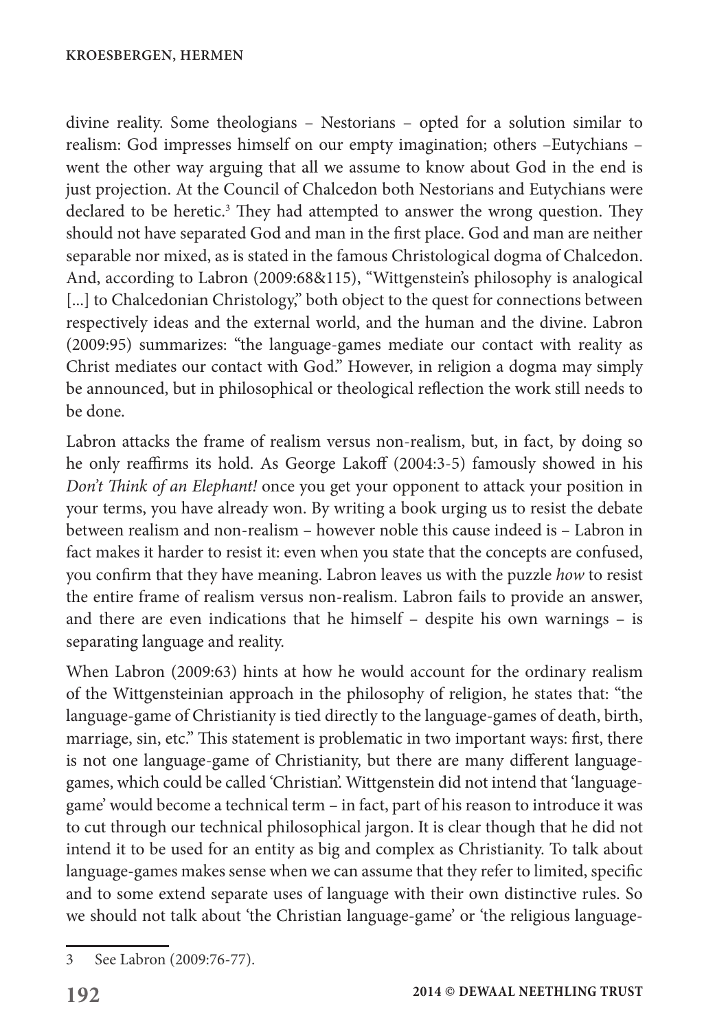divine reality. Some theologians – Nestorians – opted for a solution similar to realism: God impresses himself on our empty imagination; others –Eutychians – went the other way arguing that all we assume to know about God in the end is just projection. At the Council of Chalcedon both Nestorians and Eutychians were declared to be heretic.[3] They had attempted to answer the wrong question. They should not have separated God and man in the first place. God and man are neither separable nor mixed, as is stated in the famous Christological dogma of Chalcedon. And, according to Labron (2009:68&115), "Wittgenstein's philosophy is analogical [...] to Chalcedonian Christology," both object to the quest for connections between respectively ideas and the external world, and the human and the divine. Labron (2009:95) summarizes: "the language-games mediate our contact with reality as Christ mediates our contact with God." However, in religion a dogma may simply be announced, but in philosophical or theological reflection the work still needs to be done.

Labron attacks the frame of realism versus non-realism, but, in fact, by doing so he only reaffirms its hold. As George Lakoff (2004:3-5) famously showed in his *Don't Think of an Elephant!* once you get your opponent to attack your position in your terms, you have already won. By writing a book urging us to resist the debate between realism and non-realism – however noble this cause indeed is – Labron in fact makes it harder to resist it: even when you state that the concepts are confused, you confirm that they have meaning. Labron leaves us with the puzzle *how* to resist the entire frame of realism versus non-realism. Labron fails to provide an answer, and there are even indications that he himself – despite his own warnings – is separating language and reality.

When Labron (2009:63) hints at how he would account for the ordinary realism of the Wittgensteinian approach in the philosophy of religion, he states that: "the language-game of Christianity is tied directly to the language-games of death, birth, marriage, sin, etc." This statement is problematic in two important ways: first, there is not one language-game of Christianity, but there are many different language-games, which could be called 'Christian'. Wittgenstein did not intend that 'language-game' would become a technical term – in fact, part of his reason to introduce it was to cut through our technical philosophical jargon. It is clear though that he did not intend it to be used for an entity as big and complex as Christianity. To talk about language-games makes sense when we can assume that they refer to limited, specific and to some extend separate uses of language with their own distinctive rules. So we should not talk about 'the Christian language-game' or 'the religious language-

3 See Labron (2009:76-77).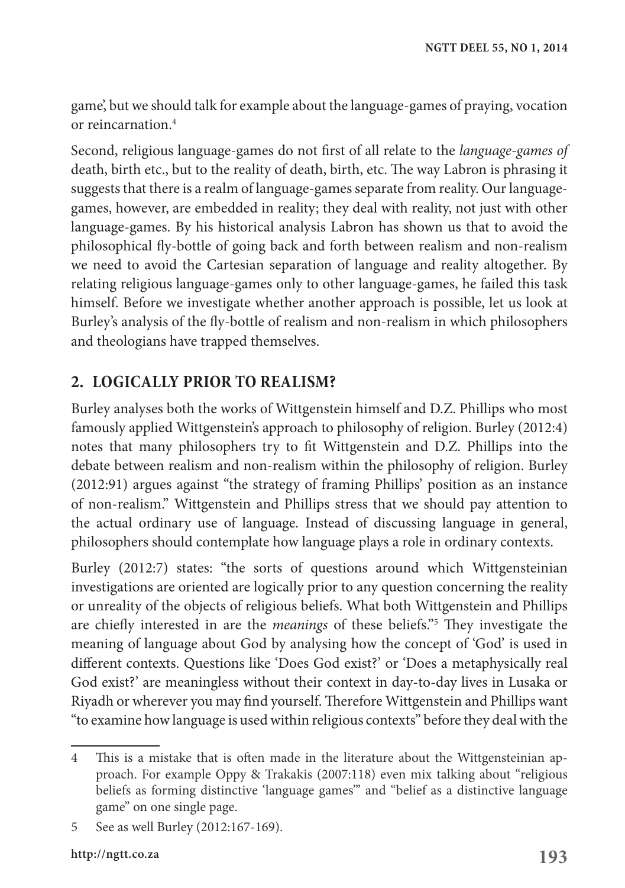game', but we should talk for example about the language-games of praying, vocation or reincarnation.[4]

Second, religious language-games do not first of all relate to the *language-games of* death, birth etc., but to the reality of death, birth, etc. The way Labron is phrasing it suggests that there is a realm of language-games separate from reality. Our language-games, however, are embedded in reality; they deal with reality, not just with other language-games. By his historical analysis Labron has shown us that to avoid the philosophical fly-bottle of going back and forth between realism and non-realism we need to avoid the Cartesian separation of language and reality altogether. By relating religious language-games only to other language-games, he failed this task himself. Before we investigate whether another approach is possible, let us look at Burley's analysis of the fly-bottle of realism and non-realism in which philosophers and theologians have trapped themselves.

## 2. LOGICALLY PRIOR TO REALISM?

Burley analyses both the works of Wittgenstein himself and D.Z. Phillips who most famously applied Wittgenstein's approach to philosophy of religion. Burley (2012:4) notes that many philosophers try to fit Wittgenstein and D.Z. Phillips into the debate between realism and non-realism within the philosophy of religion. Burley (2012:91) argues against "the strategy of framing Phillips' position as an instance of non-realism." Wittgenstein and Phillips stress that we should pay attention to the actual ordinary use of language. Instead of discussing language in general, philosophers should contemplate how language plays a role in ordinary contexts.

Burley (2012:7) states: "the sorts of questions around which Wittgensteinian investigations are oriented are logically prior to any question concerning the reality or unreality of the objects of religious beliefs. What both Wittgenstein and Phillips are chiefly interested in are the *meanings* of these beliefs."[5] They investigate the meaning of language about God by analysing how the concept of 'God' is used in different contexts. Questions like 'Does God exist?' or 'Does a metaphysically real God exist?' are meaningless without their context in day-to-day lives in Lusaka or Riyadh or wherever you may find yourself. Therefore Wittgenstein and Phillips want "to examine how language is used within religious contexts" before they deal with the

---

4 This is a mistake that is often made in the literature about the Wittgensteinian approach. For example Oppy & Trakakis (2007:118) even mix talking about "religious beliefs as forming distinctive 'language games'" and "belief as a distinctive language game" on one single page.

5 See as well Burley (2012:167-169).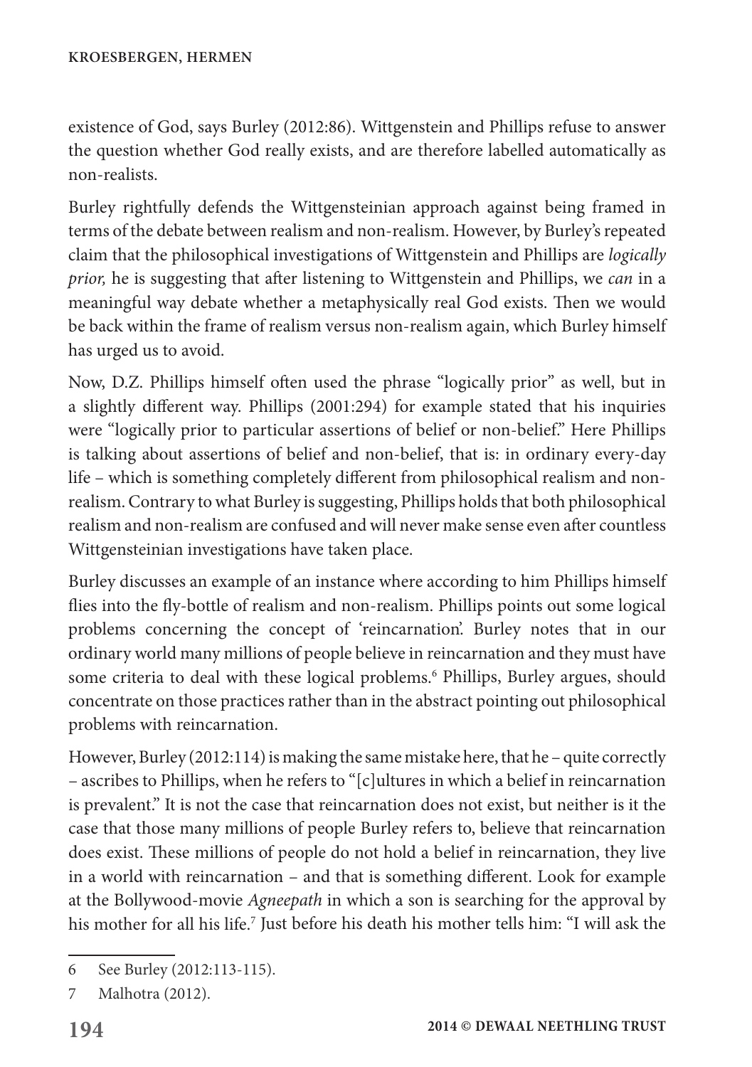existence of God, says Burley (2012:86). Wittgenstein and Phillips refuse to answer the question whether God really exists, and are therefore labelled automatically as non-realists.

Burley rightfully defends the Wittgensteinian approach against being framed in terms of the debate between realism and non-realism. However, by Burley's repeated claim that the philosophical investigations of Wittgenstein and Phillips are *logically prior,* he is suggesting that after listening to Wittgenstein and Phillips, we *can* in a meaningful way debate whether a metaphysically real God exists. Then we would be back within the frame of realism versus non-realism again, which Burley himself has urged us to avoid.

Now, D.Z. Phillips himself often used the phrase "logically prior" as well, but in a slightly different way. Phillips (2001:294) for example stated that his inquiries were "logically prior to particular assertions of belief or non-belief." Here Phillips is talking about assertions of belief and non-belief, that is: in ordinary every-day life – which is something completely different from philosophical realism and non-realism. Contrary to what Burley is suggesting, Phillips holds that both philosophical realism and non-realism are confused and will never make sense even after countless Wittgensteinian investigations have taken place.

Burley discusses an example of an instance where according to him Phillips himself flies into the fly-bottle of realism and non-realism. Phillips points out some logical problems concerning the concept of 'reincarnation'. Burley notes that in our ordinary world many millions of people believe in reincarnation and they must have some criteria to deal with these logical problems.[6] Phillips, Burley argues, should concentrate on those practices rather than in the abstract pointing out philosophical problems with reincarnation.

However, Burley (2012:114) is making the same mistake here, that he – quite correctly – ascribes to Phillips, when he refers to "[c]ultures in which a belief in reincarnation is prevalent." It is not the case that reincarnation does not exist, but neither is it the case that those many millions of people Burley refers to, believe that reincarnation does exist. These millions of people do not hold a belief in reincarnation, they live in a world with reincarnation – and that is something different. Look for example at the Bollywood-movie *Agneepath* in which a son is searching for the approval by his mother for all his life.[7] Just before his death his mother tells him: "I will ask the

---

6 See Burley (2012:113-115).

7 Malhotra (2012).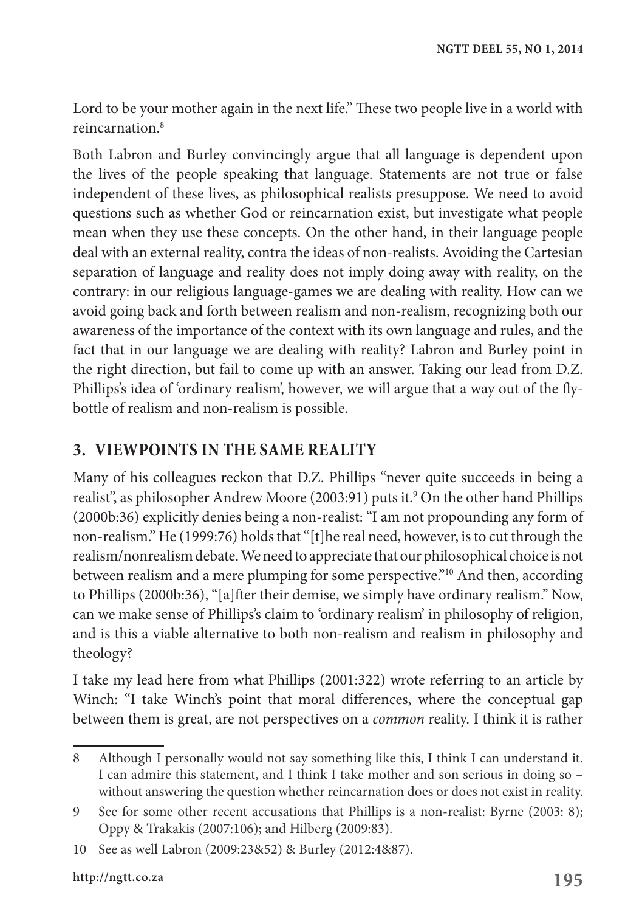Lord to be your mother again in the next life." These two people live in a world with reincarnation.[8]

Both Labron and Burley convincingly argue that all language is dependent upon the lives of the people speaking that language. Statements are not true or false independent of these lives, as philosophical realists presuppose. We need to avoid questions such as whether God or reincarnation exist, but investigate what people mean when they use these concepts. On the other hand, in their language people deal with an external reality, contra the ideas of non-realists. Avoiding the Cartesian separation of language and reality does not imply doing away with reality, on the contrary: in our religious language-games we are dealing with reality. How can we avoid going back and forth between realism and non-realism, recognizing both our awareness of the importance of the context with its own language and rules, and the fact that in our language we are dealing with reality? Labron and Burley point in the right direction, but fail to come up with an answer. Taking our lead from D.Z. Phillips's idea of 'ordinary realism', however, we will argue that a way out of the fly-bottle of realism and non-realism is possible.

## 3. VIEWPOINTS IN THE SAME REALITY

Many of his colleagues reckon that D.Z. Phillips "never quite succeeds in being a realist", as philosopher Andrew Moore (2003:91) puts it.[9] On the other hand Phillips (2000b:36) explicitly denies being a non-realist: "I am not propounding any form of non-realism." He (1999:76) holds that "[t]he real need, however, is to cut through the realism/nonrealism debate. We need to appreciate that our philosophical choice is not between realism and a mere plumping for some perspective."[10] And then, according to Phillips (2000b:36), "[a]fter their demise, we simply have ordinary realism." Now, can we make sense of Phillips's claim to 'ordinary realism' in philosophy of religion, and is this a viable alternative to both non-realism and realism in philosophy and theology?

I take my lead here from what Phillips (2001:322) wrote referring to an article by Winch: "I take Winch's point that moral differences, where the conceptual gap between them is great, are not perspectives on a *common* reality. I think it is rather

---

8 Although I personally would not say something like this, I think I can understand it. I can admire this statement, and I think I take mother and son serious in doing so – without answering the question whether reincarnation does or does not exist in reality.

9 See for some other recent accusations that Phillips is a non-realist: Byrne (2003: 8); Oppy & Trakakis (2007:106); and Hilberg (2009:83).

10 See as well Labron (2009:23&52) & Burley (2012:4&87).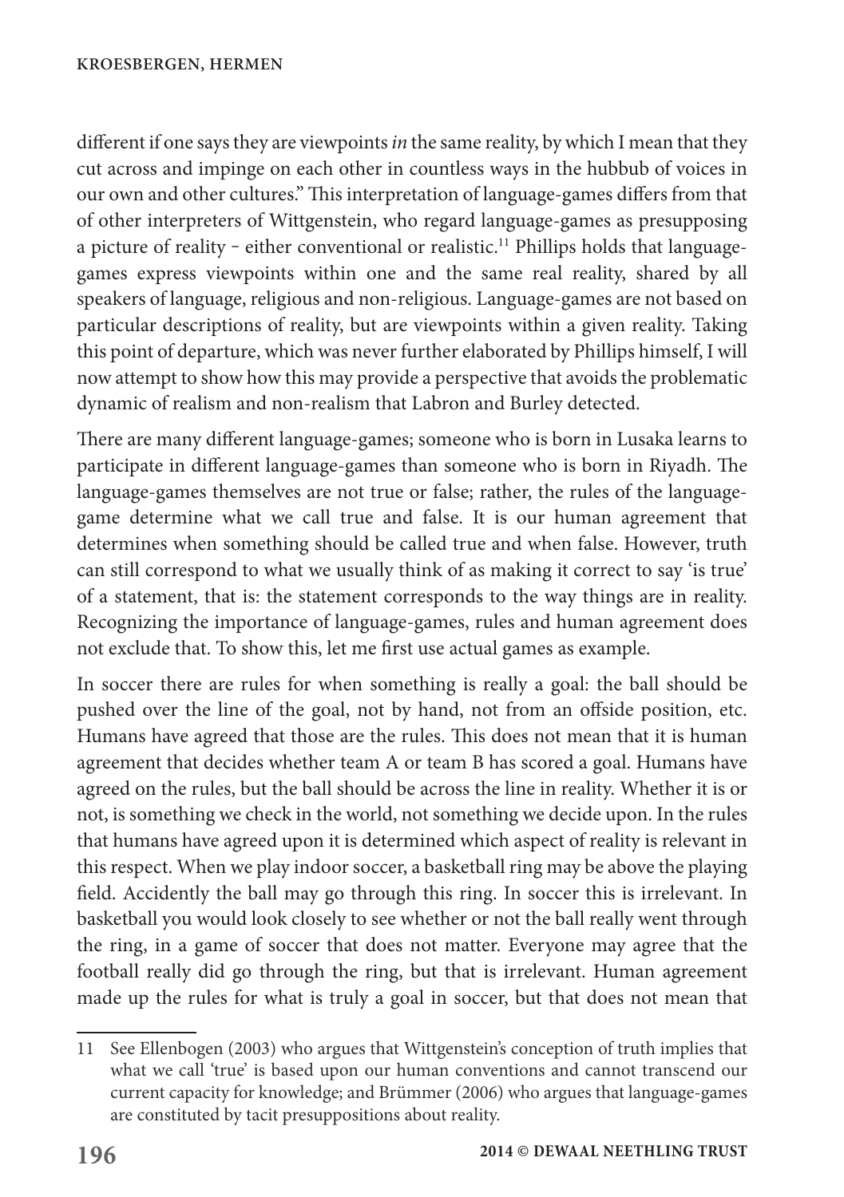different if one says they are viewpoints *in* the same reality, by which I mean that they cut across and impinge on each other in countless ways in the hubbub of voices in our own and other cultures." This interpretation of language-games differs from that of other interpreters of Wittgenstein, who regard language-games as presupposing a picture of reality – either conventional or realistic.[11] Phillips holds that language-games express viewpoints within one and the same real reality, shared by all speakers of language, religious and non-religious. Language-games are not based on particular descriptions of reality, but are viewpoints within a given reality. Taking this point of departure, which was never further elaborated by Phillips himself, I will now attempt to show how this may provide a perspective that avoids the problematic dynamic of realism and non-realism that Labron and Burley detected.

There are many different language-games; someone who is born in Lusaka learns to participate in different language-games than someone who is born in Riyadh. The language-games themselves are not true or false; rather, the rules of the language-game determine what we call true and false. It is our human agreement that determines when something should be called true and when false. However, truth can still correspond to what we usually think of as making it correct to say 'is true' of a statement, that is: the statement corresponds to the way things are in reality. Recognizing the importance of language-games, rules and human agreement does not exclude that. To show this, let me first use actual games as example.

In soccer there are rules for when something is really a goal: the ball should be pushed over the line of the goal, not by hand, not from an offside position, etc. Humans have agreed that those are the rules. This does not mean that it is human agreement that decides whether team A or team B has scored a goal. Humans have agreed on the rules, but the ball should be across the line in reality. Whether it is or not, is something we check in the world, not something we decide upon. In the rules that humans have agreed upon it is determined which aspect of reality is relevant in this respect. When we play indoor soccer, a basketball ring may be above the playing field. Accidently the ball may go through this ring. In soccer this is irrelevant. In basketball you would look closely to see whether or not the ball really went through the ring, in a game of soccer that does not matter. Everyone may agree that the football really did go through the ring, but that is irrelevant. Human agreement made up the rules for what is truly a goal in soccer, but that does not mean that

11 See Ellenbogen (2003) who argues that Wittgenstein's conception of truth implies that what we call 'true' is based upon our human conventions and cannot transcend our current capacity for knowledge; and Brümmer (2006) who argues that language-games are constituted by tacit presuppositions about reality.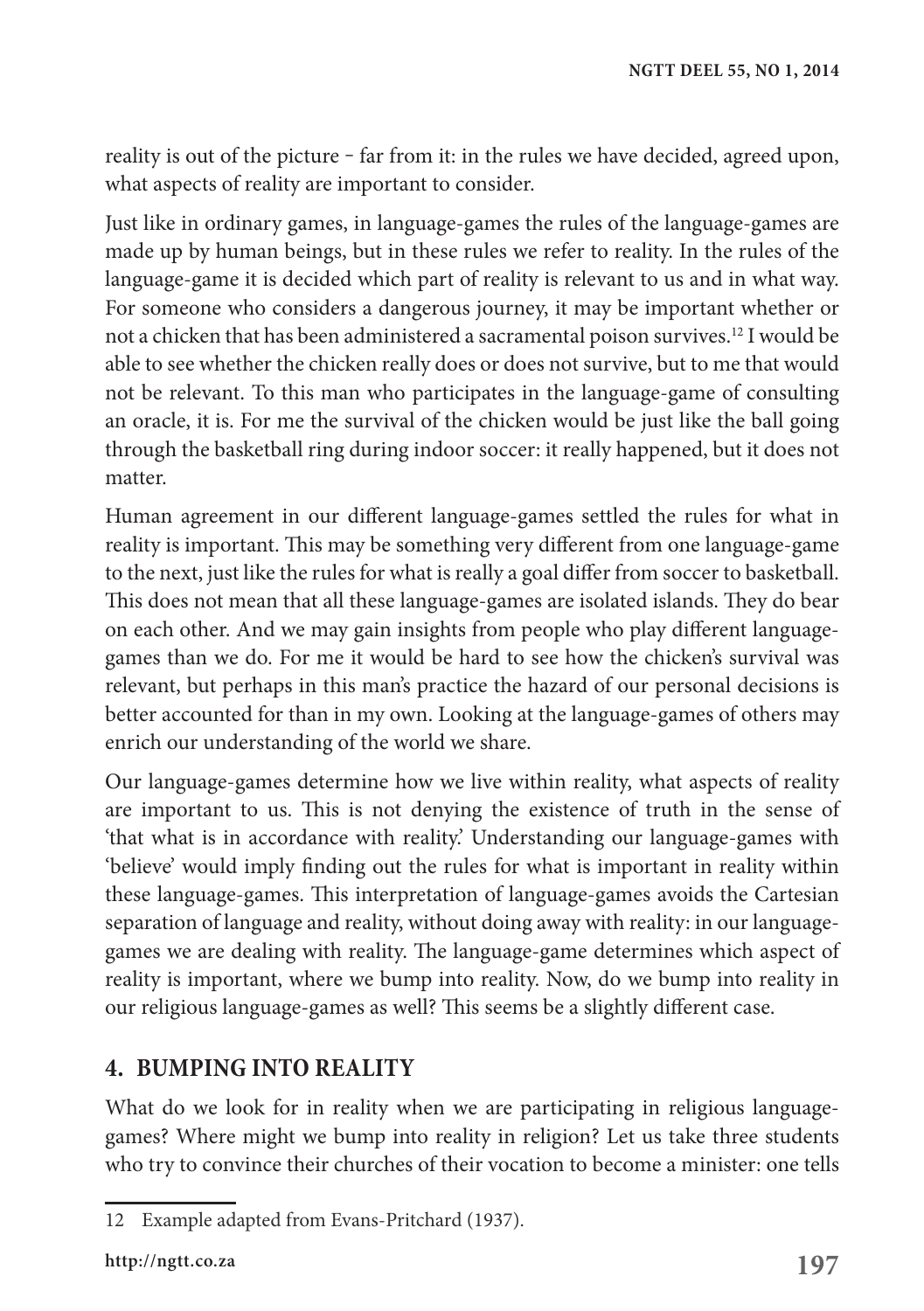reality is out of the picture – far from it: in the rules we have decided, agreed upon, what aspects of reality are important to consider.

Just like in ordinary games, in language-games the rules of the language-games are made up by human beings, but in these rules we refer to reality. In the rules of the language-game it is decided which part of reality is relevant to us and in what way. For someone who considers a dangerous journey, it may be important whether or not a chicken that has been administered a sacramental poison survives.[12] I would be able to see whether the chicken really does or does not survive, but to me that would not be relevant. To this man who participates in the language-game of consulting an oracle, it is. For me the survival of the chicken would be just like the ball going through the basketball ring during indoor soccer: it really happened, but it does not matter.

Human agreement in our different language-games settled the rules for what in reality is important. This may be something very different from one language-game to the next, just like the rules for what is really a goal differ from soccer to basketball. This does not mean that all these language-games are isolated islands. They do bear on each other. And we may gain insights from people who play different language-games than we do. For me it would be hard to see how the chicken's survival was relevant, but perhaps in this man's practice the hazard of our personal decisions is better accounted for than in my own. Looking at the language-games of others may enrich our understanding of the world we share.

Our language-games determine how we live within reality, what aspects of reality are important to us. This is not denying the existence of truth in the sense of 'that what is in accordance with reality.' Understanding our language-games with 'believe' would imply finding out the rules for what is important in reality within these language-games. This interpretation of language-games avoids the Cartesian separation of language and reality, without doing away with reality: in our language-games we are dealing with reality. The language-game determines which aspect of reality is important, where we bump into reality. Now, do we bump into reality in our religious language-games as well? This seems be a slightly different case.

## 4. BUMPING INTO REALITY

What do we look for in reality when we are participating in religious language-games? Where might we bump into reality in religion? Let us take three students who try to convince their churches of their vocation to become a minister: one tells

12 Example adapted from Evans-Pritchard (1937).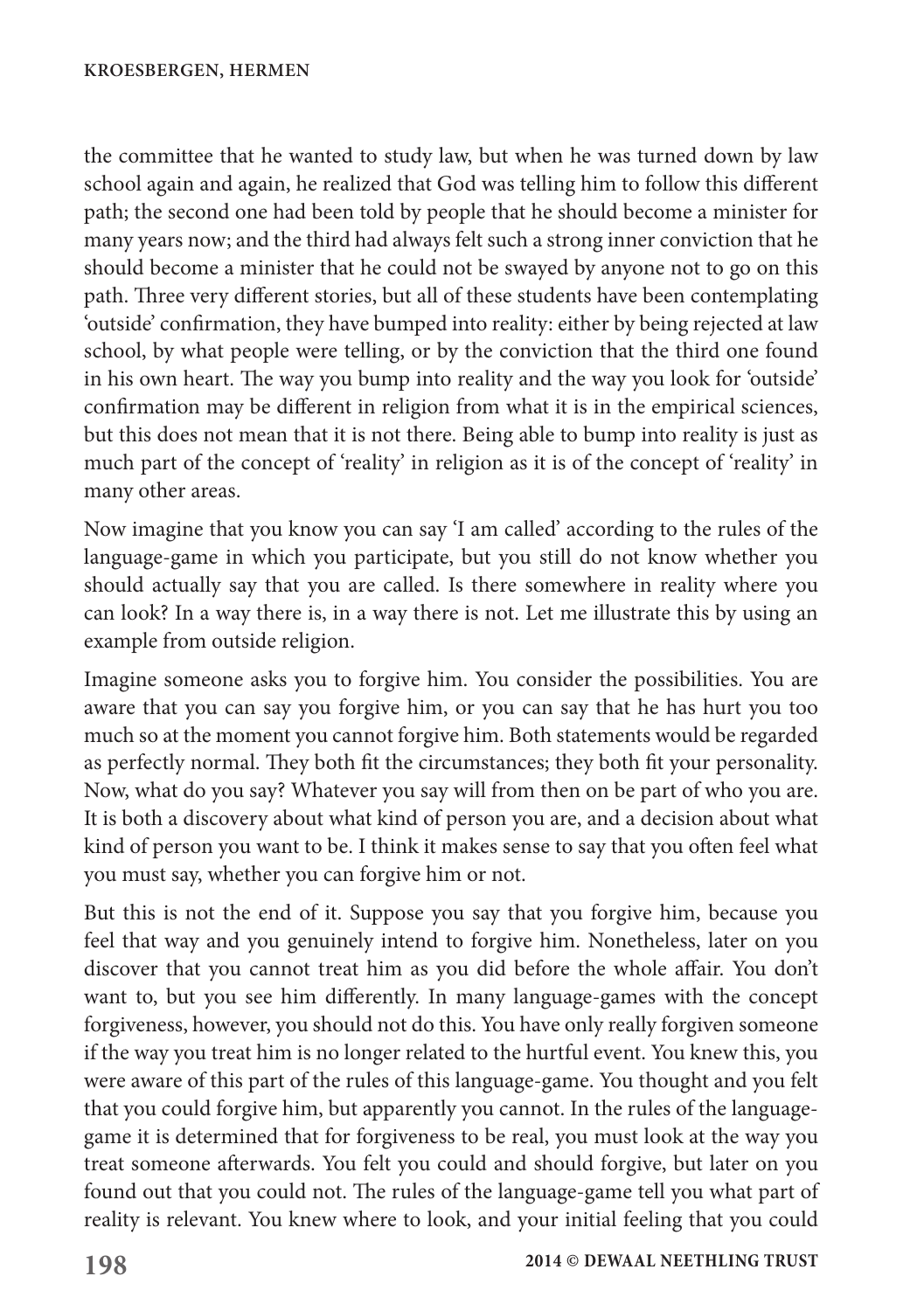the committee that he wanted to study law, but when he was turned down by law school again and again, he realized that God was telling him to follow this different path; the second one had been told by people that he should become a minister for many years now; and the third had always felt such a strong inner conviction that he should become a minister that he could not be swayed by anyone not to go on this path. Three very different stories, but all of these students have been contemplating 'outside' confirmation, they have bumped into reality: either by being rejected at law school, by what people were telling, or by the conviction that the third one found in his own heart. The way you bump into reality and the way you look for 'outside' confirmation may be different in religion from what it is in the empirical sciences, but this does not mean that it is not there. Being able to bump into reality is just as much part of the concept of 'reality' in religion as it is of the concept of 'reality' in many other areas.

Now imagine that you know you can say 'I am called' according to the rules of the language-game in which you participate, but you still do not know whether you should actually say that you are called. Is there somewhere in reality where you can look? In a way there is, in a way there is not. Let me illustrate this by using an example from outside religion.

Imagine someone asks you to forgive him. You consider the possibilities. You are aware that you can say you forgive him, or you can say that he has hurt you too much so at the moment you cannot forgive him. Both statements would be regarded as perfectly normal. They both fit the circumstances; they both fit your personality. Now, what do you say? Whatever you say will from then on be part of who you are. It is both a discovery about what kind of person you are, and a decision about what kind of person you want to be. I think it makes sense to say that you often feel what you must say, whether you can forgive him or not.

But this is not the end of it. Suppose you say that you forgive him, because you feel that way and you genuinely intend to forgive him. Nonetheless, later on you discover that you cannot treat him as you did before the whole affair. You don't want to, but you see him differently. In many language-games with the concept forgiveness, however, you should not do this. You have only really forgiven someone if the way you treat him is no longer related to the hurtful event. You knew this, you were aware of this part of the rules of this language-game. You thought and you felt that you could forgive him, but apparently you cannot. In the rules of the language-game it is determined that for forgiveness to be real, you must look at the way you treat someone afterwards. You felt you could and should forgive, but later on you found out that you could not. The rules of the language-game tell you what part of reality is relevant. You knew where to look, and your initial feeling that you could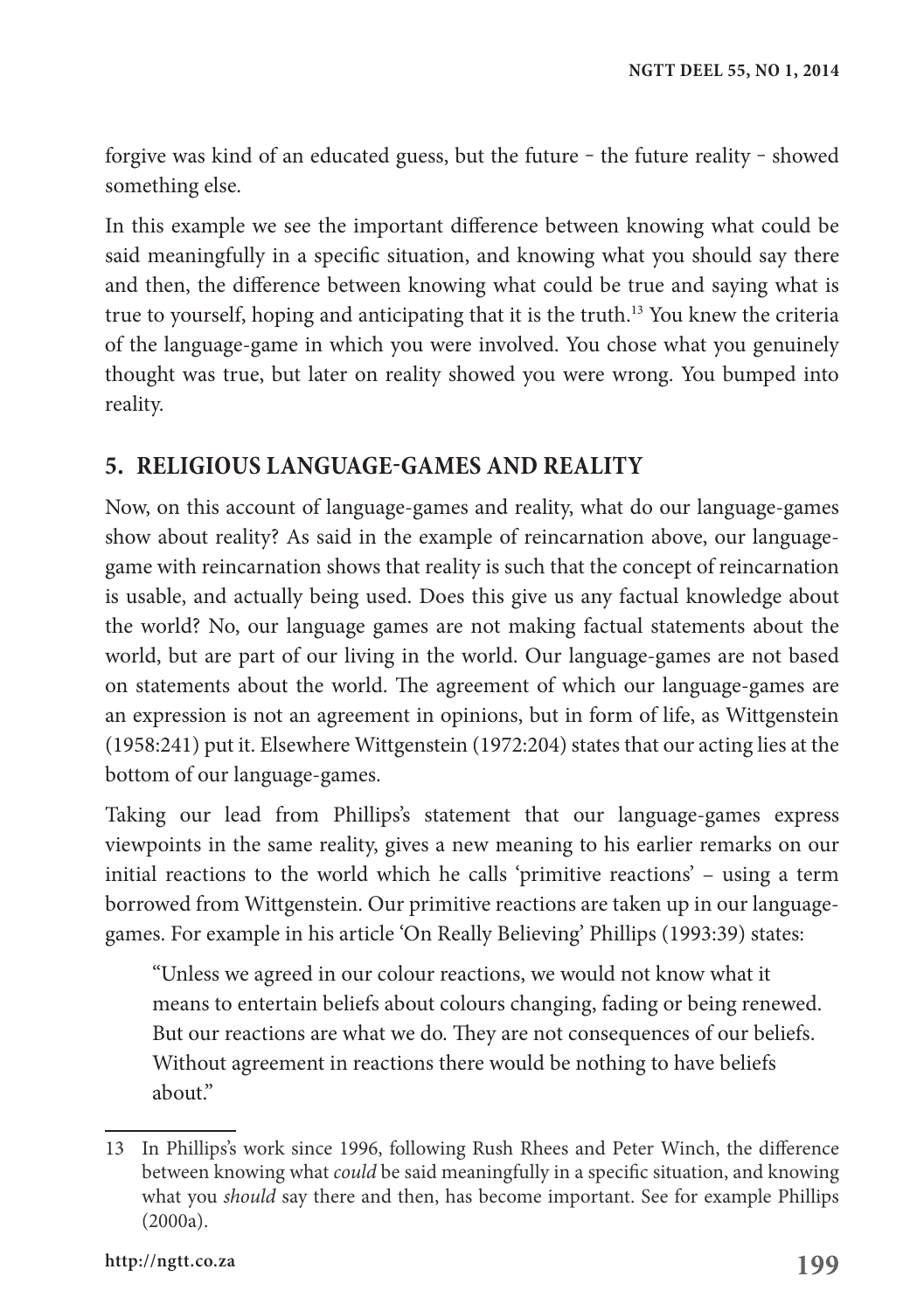forgive was kind of an educated guess, but the future – the future reality – showed something else.

In this example we see the important difference between knowing what could be said meaningfully in a specific situation, and knowing what you should say there and then, the difference between knowing what could be true and saying what is true to yourself, hoping and anticipating that it is the truth.[13] You knew the criteria of the language-game in which you were involved. You chose what you genuinely thought was true, but later on reality showed you were wrong. You bumped into reality.

## 5. RELIGIOUS LANGUAGE-GAMES AND REALITY

Now, on this account of language-games and reality, what do our language-games show about reality? As said in the example of reincarnation above, our language-game with reincarnation shows that reality is such that the concept of reincarnation is usable, and actually being used. Does this give us any factual knowledge about the world? No, our language games are not making factual statements about the world, but are part of our living in the world. Our language-games are not based on statements about the world. The agreement of which our language-games are an expression is not an agreement in opinions, but in form of life, as Wittgenstein (1958:241) put it. Elsewhere Wittgenstein (1972:204) states that our acting lies at the bottom of our language-games.

Taking our lead from Phillips's statement that our language-games express viewpoints in the same reality, gives a new meaning to his earlier remarks on our initial reactions to the world which he calls 'primitive reactions' – using a term borrowed from Wittgenstein. Our primitive reactions are taken up in our language-games. For example in his article 'On Really Believing' Phillips (1993:39) states:

> "Unless we agreed in our colour reactions, we would not know what it means to entertain beliefs about colours changing, fading or being renewed. But our reactions are what we do. They are not consequences of our beliefs. Without agreement in reactions there would be nothing to have beliefs about."

---

13 In Phillips's work since 1996, following Rush Rhees and Peter Winch, the difference between knowing what *could* be said meaningfully in a specific situation, and knowing what you *should* say there and then, has become important. See for example Phillips (2000a).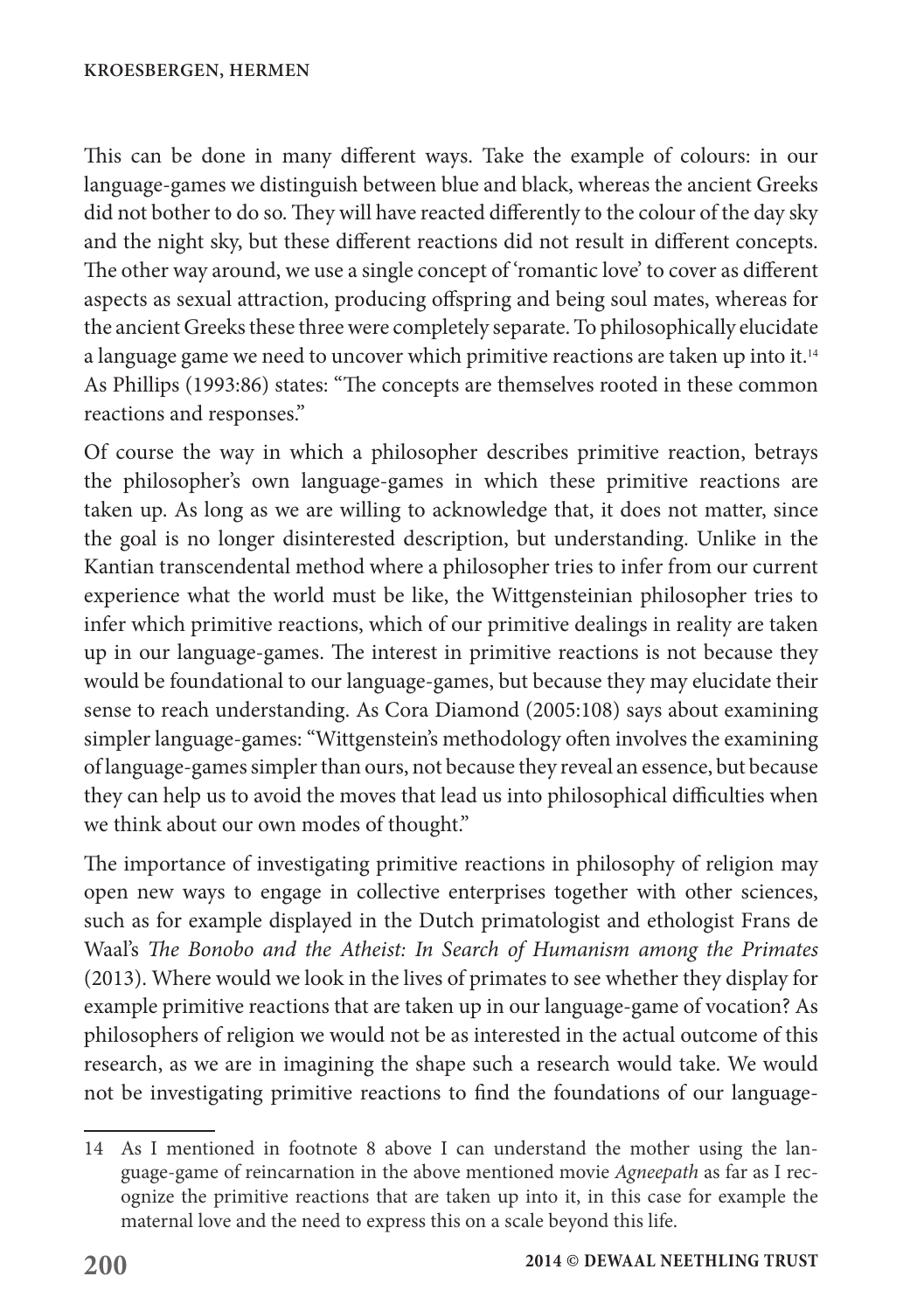This can be done in many different ways. Take the example of colours: in our language-games we distinguish between blue and black, whereas the ancient Greeks did not bother to do so. They will have reacted differently to the colour of the day sky and the night sky, but these different reactions did not result in different concepts. The other way around, we use a single concept of 'romantic love' to cover as different aspects as sexual attraction, producing offspring and being soul mates, whereas for the ancient Greeks these three were completely separate. To philosophically elucidate a language game we need to uncover which primitive reactions are taken up into it.[14] As Phillips (1993:86) states: "The concepts are themselves rooted in these common reactions and responses."

Of course the way in which a philosopher describes primitive reaction, betrays the philosopher's own language-games in which these primitive reactions are taken up. As long as we are willing to acknowledge that, it does not matter, since the goal is no longer disinterested description, but understanding. Unlike in the Kantian transcendental method where a philosopher tries to infer from our current experience what the world must be like, the Wittgensteinian philosopher tries to infer which primitive reactions, which of our primitive dealings in reality are taken up in our language-games. The interest in primitive reactions is not because they would be foundational to our language-games, but because they may elucidate their sense to reach understanding. As Cora Diamond (2005:108) says about examining simpler language-games: "Wittgenstein's methodology often involves the examining of language-games simpler than ours, not because they reveal an essence, but because they can help us to avoid the moves that lead us into philosophical difficulties when we think about our own modes of thought."

The importance of investigating primitive reactions in philosophy of religion may open new ways to engage in collective enterprises together with other sciences, such as for example displayed in the Dutch primatologist and ethologist Frans de Waal's *The Bonobo and the Atheist: In Search of Humanism among the Primates* (2013). Where would we look in the lives of primates to see whether they display for example primitive reactions that are taken up in our language-game of vocation? As philosophers of religion we would not be as interested in the actual outcome of this research, as we are in imagining the shape such a research would take. We would not be investigating primitive reactions to find the foundations of our language-

14 As I mentioned in footnote 8 above I can understand the mother using the language-game of reincarnation in the above mentioned movie *Agneepath* as far as I recognize the primitive reactions that are taken up into it, in this case for example the maternal love and the need to express this on a scale beyond this life.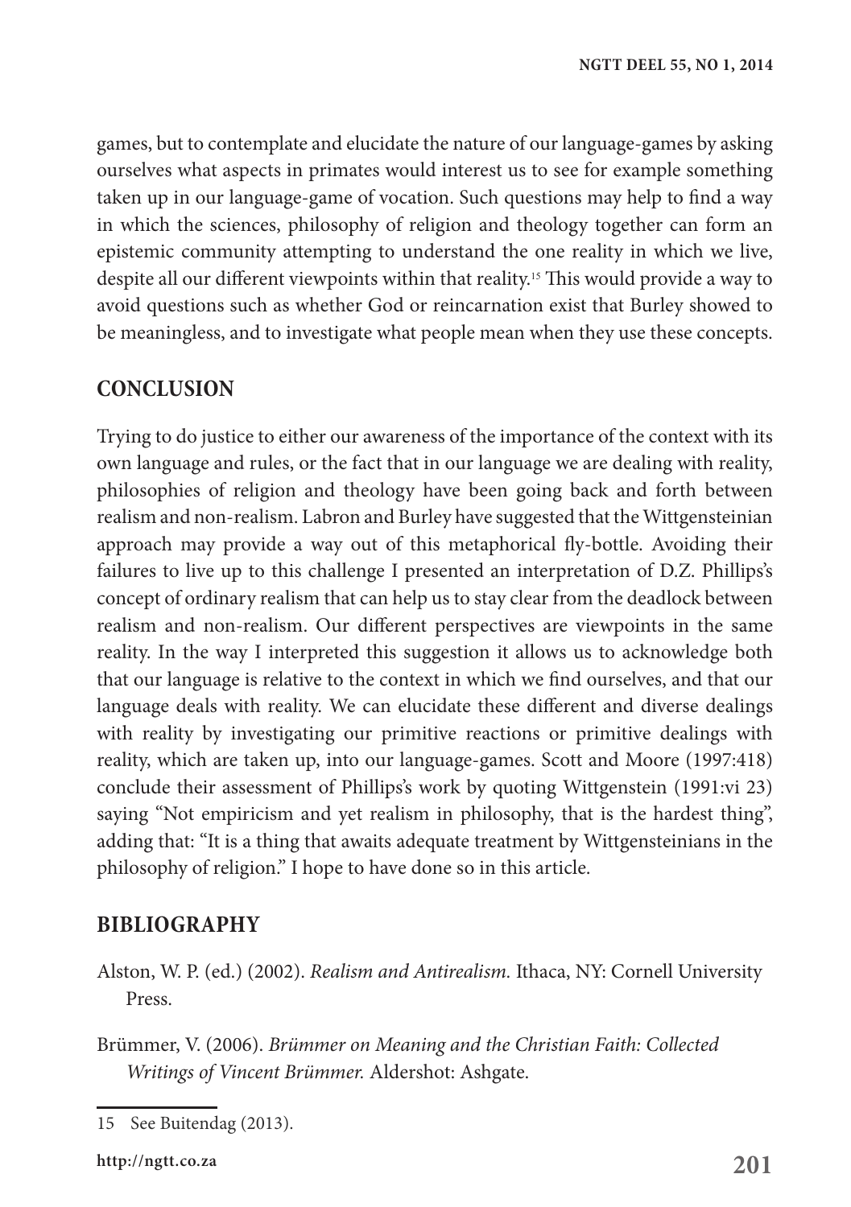games, but to contemplate and elucidate the nature of our language-games by asking ourselves what aspects in primates would interest us to see for example something taken up in our language-game of vocation. Such questions may help to find a way in which the sciences, philosophy of religion and theology together can form an epistemic community attempting to understand the one reality in which we live, despite all our different viewpoints within that reality.[15] This would provide a way to avoid questions such as whether God or reincarnation exist that Burley showed to be meaningless, and to investigate what people mean when they use these concepts.

## CONCLUSION

Trying to do justice to either our awareness of the importance of the context with its own language and rules, or the fact that in our language we are dealing with reality, philosophies of religion and theology have been going back and forth between realism and non-realism. Labron and Burley have suggested that the Wittgensteinian approach may provide a way out of this metaphorical fly-bottle. Avoiding their failures to live up to this challenge I presented an interpretation of D.Z. Phillips's concept of ordinary realism that can help us to stay clear from the deadlock between realism and non-realism. Our different perspectives are viewpoints in the same reality. In the way I interpreted this suggestion it allows us to acknowledge both that our language is relative to the context in which we find ourselves, and that our language deals with reality. We can elucidate these different and diverse dealings with reality by investigating our primitive reactions or primitive dealings with reality, which are taken up, into our language-games. Scott and Moore (1997:418) conclude their assessment of Phillips's work by quoting Wittgenstein (1991:vi 23) saying "Not empiricism and yet realism in philosophy, that is the hardest thing", adding that: "It is a thing that awaits adequate treatment by Wittgensteinians in the philosophy of religion." I hope to have done so in this article.

## BIBLIOGRAPHY

Alston, W. P. (ed.) (2002). *Realism and Antirealism.* Ithaca, NY: Cornell University Press.

Brümmer, V. (2006). *Brümmer on Meaning and the Christian Faith: Collected Writings of Vincent Brümmer.* Aldershot: Ashgate.

---

15 See Buitendag (2013).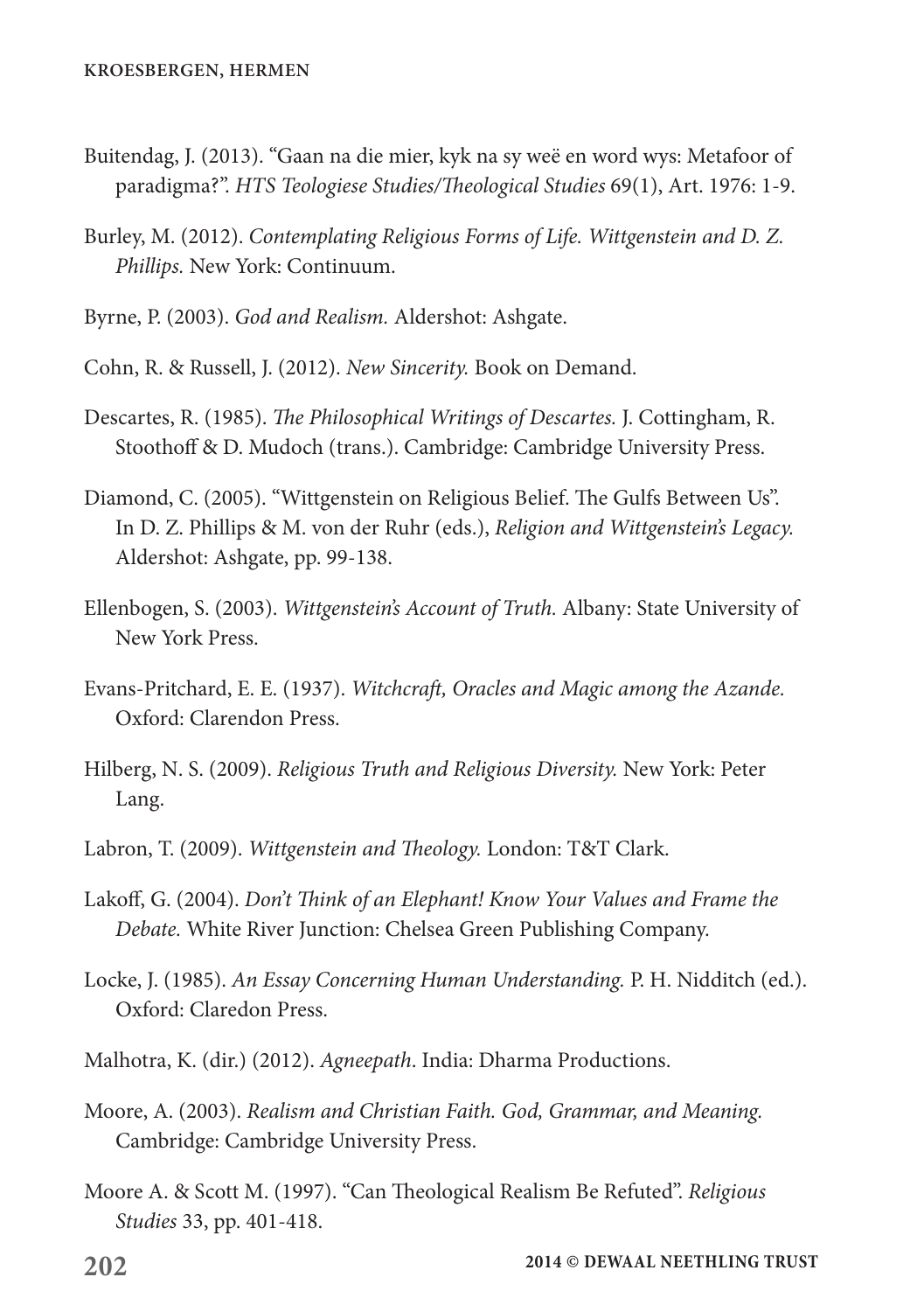Buitendag, J. (2013). "Gaan na die mier, kyk na sy weë en word wys: Metafoor of paradigma?". *HTS Teologiese Studies/Theological Studies* 69(1), Art. 1976: 1-9.

Burley, M. (2012). *Contemplating Religious Forms of Life. Wittgenstein and D. Z. Phillips.* New York: Continuum.

Byrne, P. (2003). *God and Realism.* Aldershot: Ashgate.

Cohn, R. & Russell, J. (2012). *New Sincerity.* Book on Demand.

Descartes, R. (1985). *The Philosophical Writings of Descartes.* J. Cottingham, R. Stoothoff & D. Mudoch (trans.). Cambridge: Cambridge University Press.

Diamond, C. (2005). "Wittgenstein on Religious Belief. The Gulfs Between Us". In D. Z. Phillips & M. von der Ruhr (eds.), *Religion and Wittgenstein's Legacy.* Aldershot: Ashgate, pp. 99-138.

Ellenbogen, S. (2003). *Wittgenstein's Account of Truth.* Albany: State University of New York Press.

Evans-Pritchard, E. E. (1937). *Witchcraft, Oracles and Magic among the Azande.* Oxford: Clarendon Press.

Hilberg, N. S. (2009). *Religious Truth and Religious Diversity.* New York: Peter Lang.

Labron, T. (2009). *Wittgenstein and Theology.* London: T&T Clark.

Lakoff, G. (2004). *Don't Think of an Elephant! Know Your Values and Frame the Debate.* White River Junction: Chelsea Green Publishing Company.

Locke, J. (1985). *An Essay Concerning Human Understanding.* P. H. Nidditch (ed.). Oxford: Claredon Press.

Malhotra, K. (dir.) (2012). *Agneepath*. India: Dharma Productions.

Moore, A. (2003). *Realism and Christian Faith. God, Grammar, and Meaning.* Cambridge: Cambridge University Press.

Moore A. & Scott M. (1997). "Can Theological Realism Be Refuted". *Religious Studies* 33, pp. 401-418.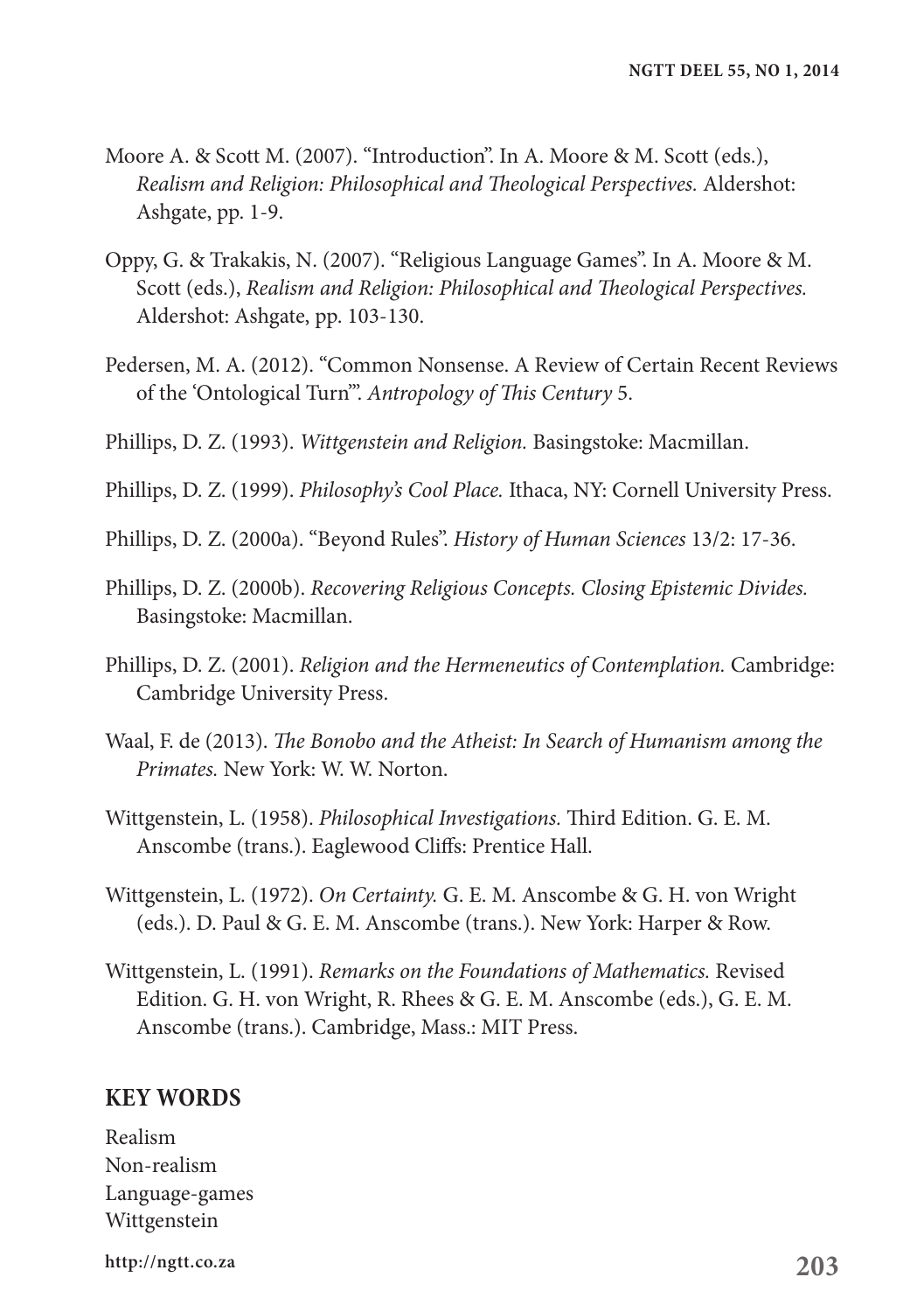Moore A. & Scott M. (2007). "Introduction". In A. Moore & M. Scott (eds.), *Realism and Religion: Philosophical and Theological Perspectives.* Aldershot: Ashgate, pp. 1-9.

Oppy, G. & Trakakis, N. (2007). "Religious Language Games". In A. Moore & M. Scott (eds.), *Realism and Religion: Philosophical and Theological Perspectives.* Aldershot: Ashgate, pp. 103-130.

Pedersen, M. A. (2012). "Common Nonsense. A Review of Certain Recent Reviews of the 'Ontological Turn'". *Antropology of This Century* 5.

Phillips, D. Z. (1993). *Wittgenstein and Religion.* Basingstoke: Macmillan.

Phillips, D. Z. (1999). *Philosophy's Cool Place.* Ithaca, NY: Cornell University Press.

Phillips, D. Z. (2000a). "Beyond Rules". *History of Human Sciences* 13/2: 17-36.

Phillips, D. Z. (2000b). *Recovering Religious Concepts. Closing Epistemic Divides.* Basingstoke: Macmillan.

Phillips, D. Z. (2001). *Religion and the Hermeneutics of Contemplation.* Cambridge: Cambridge University Press.

Waal, F. de (2013). *The Bonobo and the Atheist: In Search of Humanism among the Primates.* New York: W. W. Norton.

Wittgenstein, L. (1958). *Philosophical Investigations.* Third Edition. G. E. M. Anscombe (trans.). Eaglewood Cliffs: Prentice Hall.

Wittgenstein, L. (1972). *On Certainty.* G. E. M. Anscombe & G. H. von Wright (eds.). D. Paul & G. E. M. Anscombe (trans.). New York: Harper & Row.

Wittgenstein, L. (1991). *Remarks on the Foundations of Mathematics.* Revised Edition. G. H. von Wright, R. Rhees & G. E. M. Anscombe (eds.), G. E. M. Anscombe (trans.). Cambridge, Mass.: MIT Press.

## KEY WORDS

Realism
Non-realism
Language-games
Wittgenstein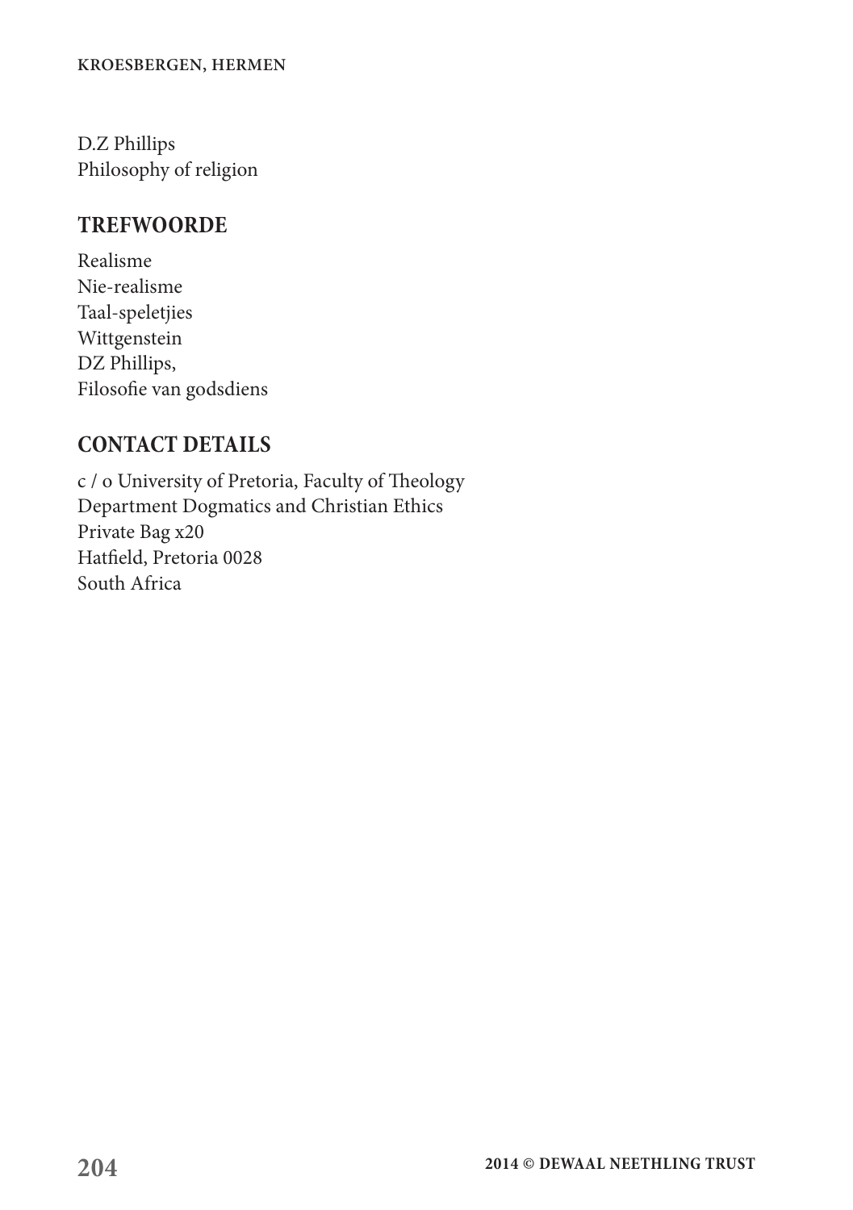D.Z Phillips
Philosophy of religion

## TREFWOORDE

Realisme
Nie-realisme
Taal-speletjies
Wittgenstein
DZ Phillips,
Filosofie van godsdiens

## CONTACT DETAILS

c / o University of Pretoria, Faculty of Theology
Department Dogmatics and Christian Ethics
Private Bag x20
Hatfield, Pretoria 0028
South Africa